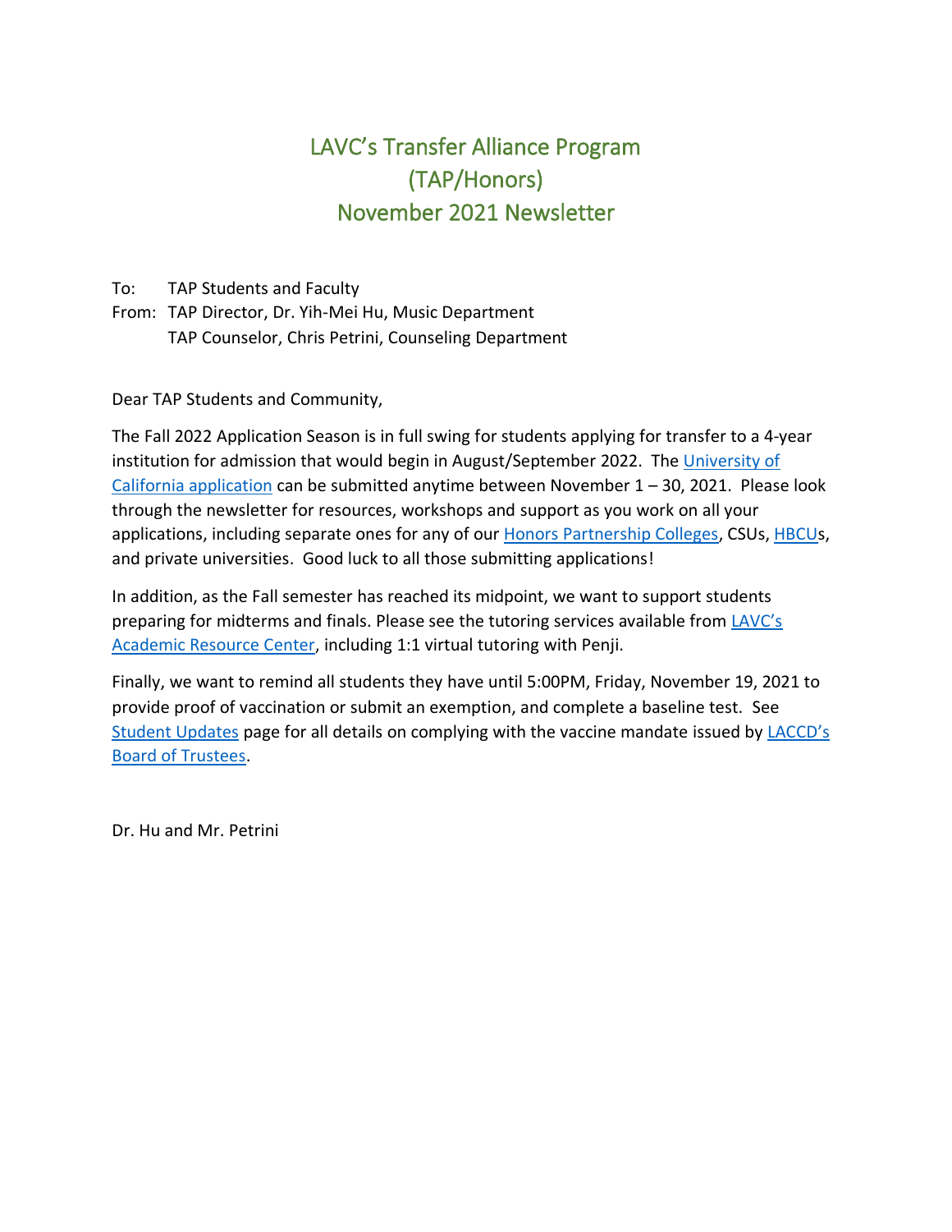# LAVC's Transfer Alliance Program (TAP/Honors) November 2021 Newsletter

To: TAP Students and Faculty
From: TAP Director, Dr. Yih-Mei Hu, Music Department
TAP Counselor, Chris Petrini, Counseling Department

Dear TAP Students and Community,

The Fall 2022 Application Season is in full swing for students applying for transfer to a 4-year institution for admission that would begin in August/September 2022. The University of California application can be submitted anytime between November 1 – 30, 2021. Please look through the newsletter for resources, workshops and support as you work on all your applications, including separate ones for any of our Honors Partnership Colleges, CSUs, HBCUs, and private universities. Good luck to all those submitting applications!

In addition, as the Fall semester has reached its midpoint, we want to support students preparing for midterms and finals. Please see the tutoring services available from LAVC's Academic Resource Center, including 1:1 virtual tutoring with Penji.

Finally, we want to remind all students they have until 5:00PM, Friday, November 19, 2021 to provide proof of vaccination or submit an exemption, and complete a baseline test. See Student Updates page for all details on complying with the vaccine mandate issued by LACCD's Board of Trustees.

Dr. Hu and Mr. Petrini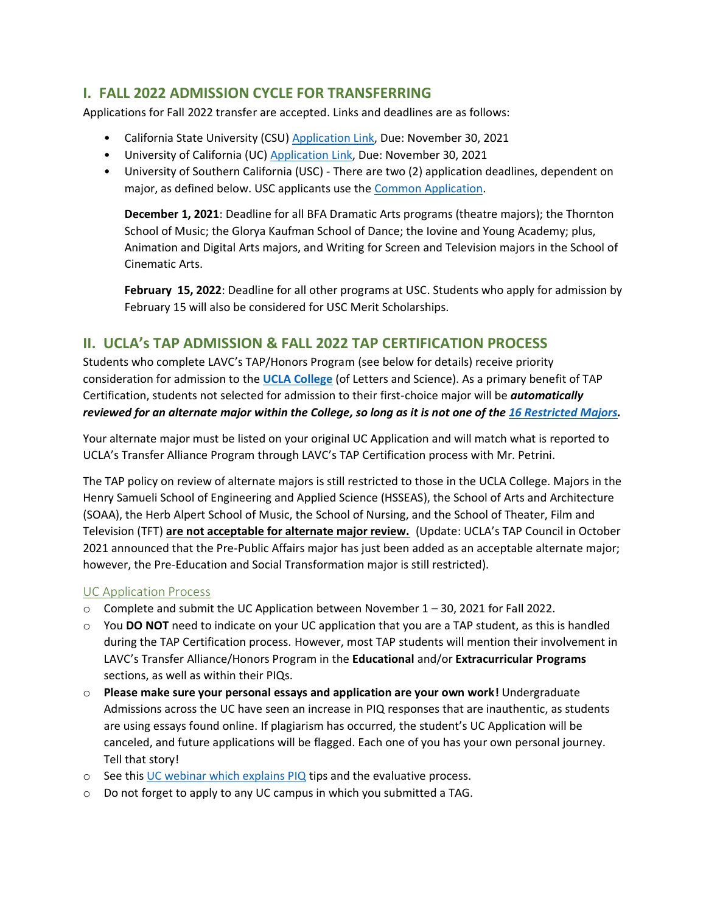## I. FALL 2022 ADMISSION CYCLE FOR TRANSFERRING

Applications for Fall 2022 transfer are accepted. Links and deadlines are as follows:

- California State University (CSU) Application Link, Due: November 30, 2021
- University of California (UC) Application Link, Due: November 30, 2021
- University of Southern California (USC) - There are two (2) application deadlines, dependent on major, as defined below. USC applicants use the Common Application.

  **December 1, 2021**: Deadline for all BFA Dramatic Arts programs (theatre majors); the Thornton School of Music; the Glorya Kaufman School of Dance; the Iovine and Young Academy; plus, Animation and Digital Arts majors, and Writing for Screen and Television majors in the School of Cinematic Arts.

  **February 15, 2022**: Deadline for all other programs at USC. Students who apply for admission by February 15 will also be considered for USC Merit Scholarships.

## II. UCLA's TAP ADMISSION & FALL 2022 TAP CERTIFICATION PROCESS

Students who complete LAVC's TAP/Honors Program (see below for details) receive priority consideration for admission to the **UCLA College** (of Letters and Science). As a primary benefit of TAP Certification, students not selected for admission to their first-choice major will be ***automatically reviewed for an alternate major within the College, so long as it is not one of the 16 Restricted Majors.***

Your alternate major must be listed on your original UC Application and will match what is reported to UCLA's Transfer Alliance Program through LAVC's TAP Certification process with Mr. Petrini.

The TAP policy on review of alternate majors is still restricted to those in the UCLA College. Majors in the Henry Samueli School of Engineering and Applied Science (HSSEAS), the School of Arts and Architecture (SOAA), the Herb Alpert School of Music, the School of Nursing, and the School of Theater, Film and Television (TFT) **are not acceptable for alternate major review.** (Update: UCLA's TAP Council in October 2021 announced that the Pre-Public Affairs major has just been added as an acceptable alternate major; however, the Pre-Education and Social Transformation major is still restricted).

### UC Application Process

- Complete and submit the UC Application between November 1 – 30, 2021 for Fall 2022.
- You **DO NOT** need to indicate on your UC application that you are a TAP student, as this is handled during the TAP Certification process. However, most TAP students will mention their involvement in LAVC's Transfer Alliance/Honors Program in the **Educational** and/or **Extracurricular Programs** sections, as well as within their PIQs.
- **Please make sure your personal essays and application are your own work!** Undergraduate Admissions across the UC have seen an increase in PIQ responses that are inauthentic, as students are using essays found online. If plagiarism has occurred, the student's UC Application will be canceled, and future applications will be flagged. Each one of you has your own personal journey. Tell that story!
- See this UC webinar which explains PIQ tips and the evaluative process.
- Do not forget to apply to any UC campus in which you submitted a TAG.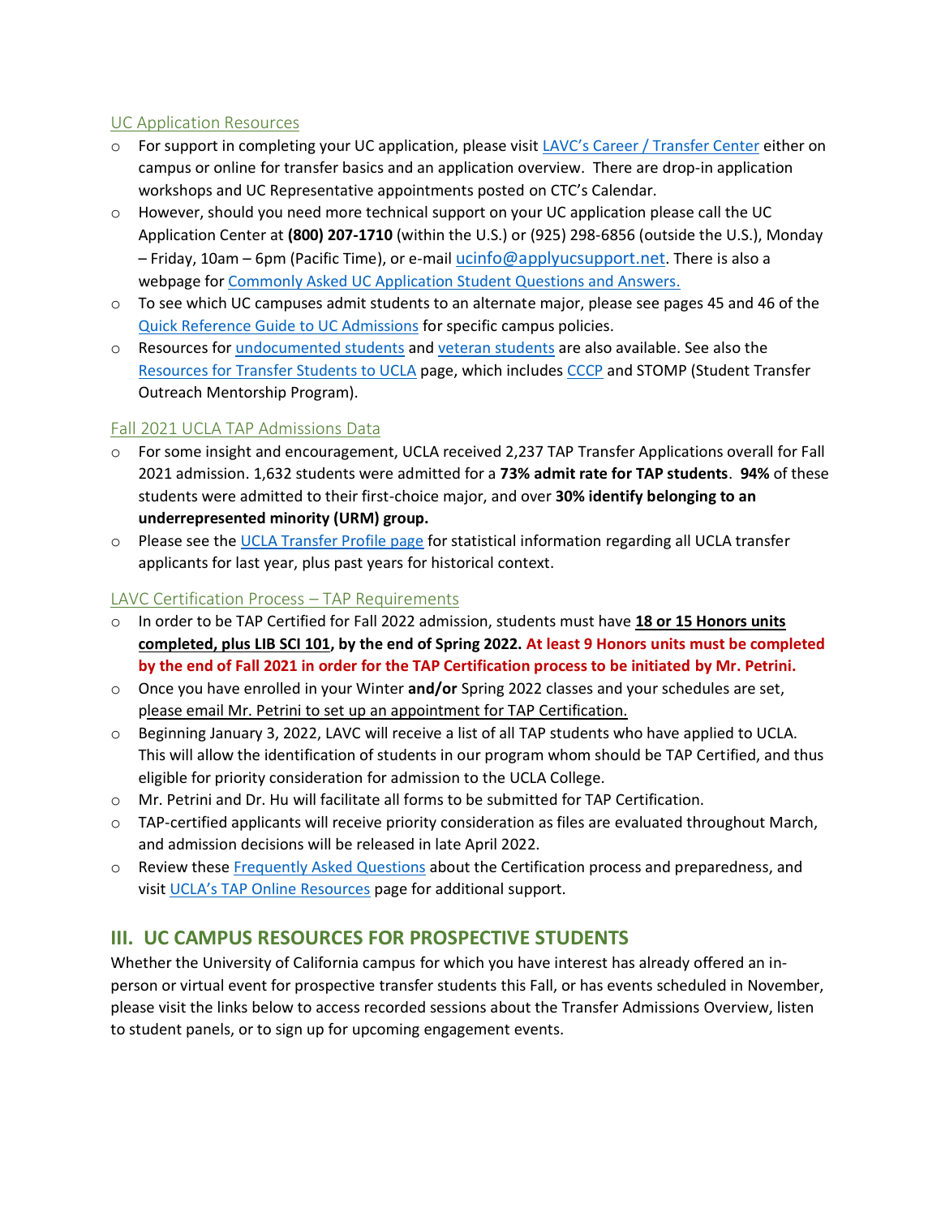### UC Application Resources

- For support in completing your UC application, please visit LAVC's Career / Transfer Center either on campus or online for transfer basics and an application overview. There are drop-in application workshops and UC Representative appointments posted on CTC's Calendar.
- However, should you need more technical support on your UC application please call the UC Application Center at **(800) 207-1710** (within the U.S.) or (925) 298-6856 (outside the U.S.), Monday – Friday, 10am – 6pm (Pacific Time), or e-mail ucinfo@applyucsupport.net. There is also a webpage for Commonly Asked UC Application Student Questions and Answers.
- To see which UC campuses admit students to an alternate major, please see pages 45 and 46 of the Quick Reference Guide to UC Admissions for specific campus policies.
- Resources for undocumented students and veteran students are also available. See also the Resources for Transfer Students to UCLA page, which includes CCCP and STOMP (Student Transfer Outreach Mentorship Program).

### Fall 2021 UCLA TAP Admissions Data

- For some insight and encouragement, UCLA received 2,237 TAP Transfer Applications overall for Fall 2021 admission. 1,632 students were admitted for a **73% admit rate for TAP students**. **94%** of these students were admitted to their first-choice major, and over **30% identify belonging to an underrepresented minority (URM) group.**
- Please see the UCLA Transfer Profile page for statistical information regarding all UCLA transfer applicants for last year, plus past years for historical context.

### LAVC Certification Process – TAP Requirements

- In order to be TAP Certified for Fall 2022 admission, students must have **18 or 15 Honors units completed, plus LIB SCI 101, by the end of Spring 2022. At least 9 Honors units must be completed by the end of Fall 2021 in order for the TAP Certification process to be initiated by Mr. Petrini.**
- Once you have enrolled in your Winter **and/or** Spring 2022 classes and your schedules are set, please email Mr. Petrini to set up an appointment for TAP Certification.
- Beginning January 3, 2022, LAVC will receive a list of all TAP students who have applied to UCLA. This will allow the identification of students in our program whom should be TAP Certified, and thus eligible for priority consideration for admission to the UCLA College.
- Mr. Petrini and Dr. Hu will facilitate all forms to be submitted for TAP Certification.
- TAP-certified applicants will receive priority consideration as files are evaluated throughout March, and admission decisions will be released in late April 2022.
- Review these Frequently Asked Questions about the Certification process and preparedness, and visit UCLA's TAP Online Resources page for additional support.

## III. UC CAMPUS RESOURCES FOR PROSPECTIVE STUDENTS

Whether the University of California campus for which you have interest has already offered an in-person or virtual event for prospective transfer students this Fall, or has events scheduled in November, please visit the links below to access recorded sessions about the Transfer Admissions Overview, listen to student panels, or to sign up for upcoming engagement events.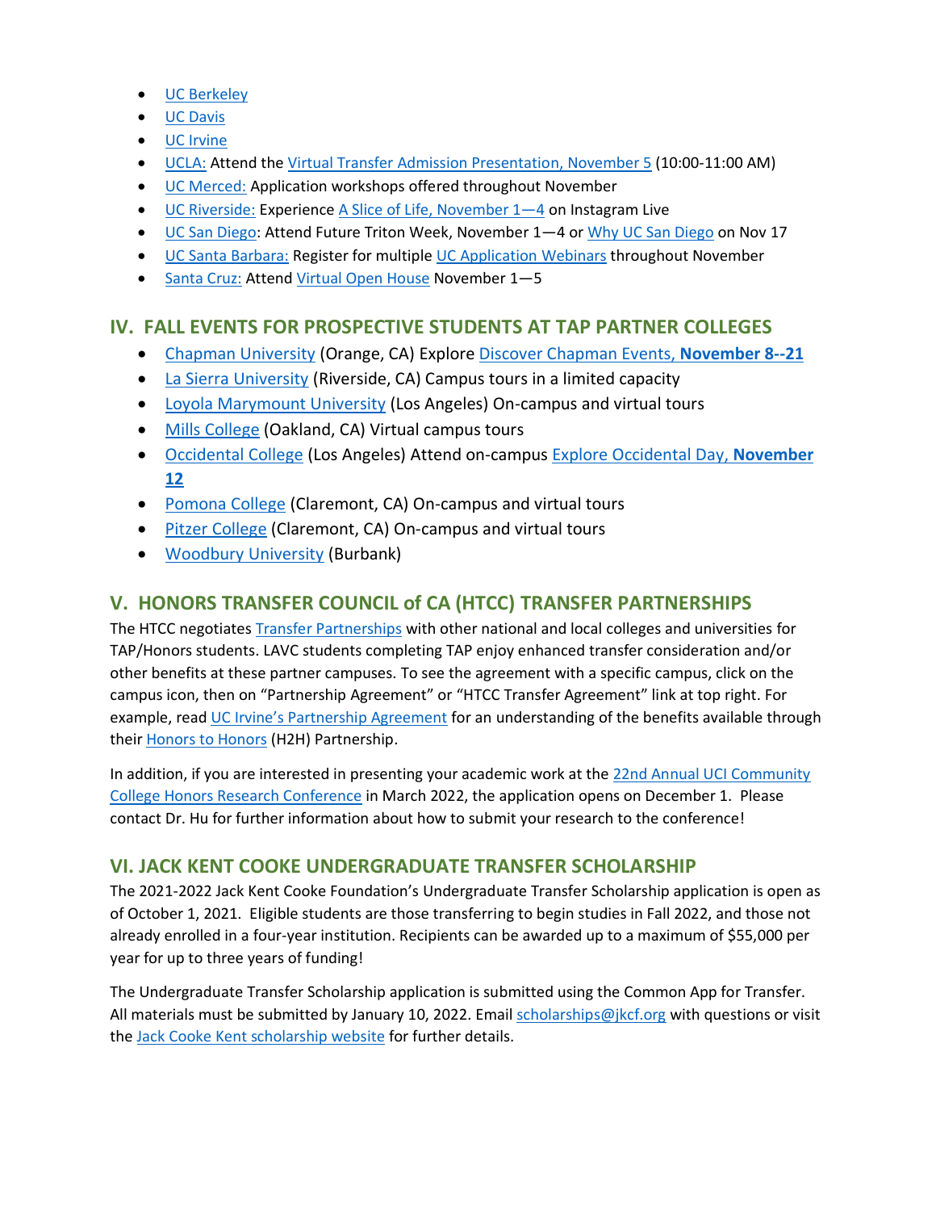- UC Berkeley
- UC Davis
- UC Irvine
- UCLA: Attend the Virtual Transfer Admission Presentation, November 5 (10:00-11:00 AM)
- UC Merced: Application workshops offered throughout November
- UC Riverside: Experience A Slice of Life, November 1—4 on Instagram Live
- UC San Diego: Attend Future Triton Week, November 1—4 or Why UC San Diego on Nov 17
- UC Santa Barbara: Register for multiple UC Application Webinars throughout November
- Santa Cruz: Attend Virtual Open House November 1—5

## IV. FALL EVENTS FOR PROSPECTIVE STUDENTS AT TAP PARTNER COLLEGES

- Chapman University (Orange, CA) Explore Discover Chapman Events, **November 8--21**
- La Sierra University (Riverside, CA) Campus tours in a limited capacity
- Loyola Marymount University (Los Angeles) On-campus and virtual tours
- Mills College (Oakland, CA) Virtual campus tours
- Occidental College (Los Angeles) Attend on-campus Explore Occidental Day, **November 12**
- Pomona College (Claremont, CA) On-campus and virtual tours
- Pitzer College (Claremont, CA) On-campus and virtual tours
- Woodbury University (Burbank)

## V. HONORS TRANSFER COUNCIL of CA (HTCC) TRANSFER PARTNERSHIPS

The HTCC negotiates Transfer Partnerships with other national and local colleges and universities for TAP/Honors students. LAVC students completing TAP enjoy enhanced transfer consideration and/or other benefits at these partner campuses. To see the agreement with a specific campus, click on the campus icon, then on "Partnership Agreement" or "HTCC Transfer Agreement" link at top right. For example, read UC Irvine's Partnership Agreement for an understanding of the benefits available through their Honors to Honors (H2H) Partnership.

In addition, if you are interested in presenting your academic work at the 22nd Annual UCI Community College Honors Research Conference in March 2022, the application opens on December 1. Please contact Dr. Hu for further information about how to submit your research to the conference!

## VI. JACK KENT COOKE UNDERGRADUATE TRANSFER SCHOLARSHIP

The 2021-2022 Jack Kent Cooke Foundation's Undergraduate Transfer Scholarship application is open as of October 1, 2021. Eligible students are those transferring to begin studies in Fall 2022, and those not already enrolled in a four-year institution. Recipients can be awarded up to a maximum of $55,000 per year for up to three years of funding!

The Undergraduate Transfer Scholarship application is submitted using the Common App for Transfer. All materials must be submitted by January 10, 2022. Email scholarships@jkcf.org with questions or visit the Jack Cooke Kent scholarship website for further details.